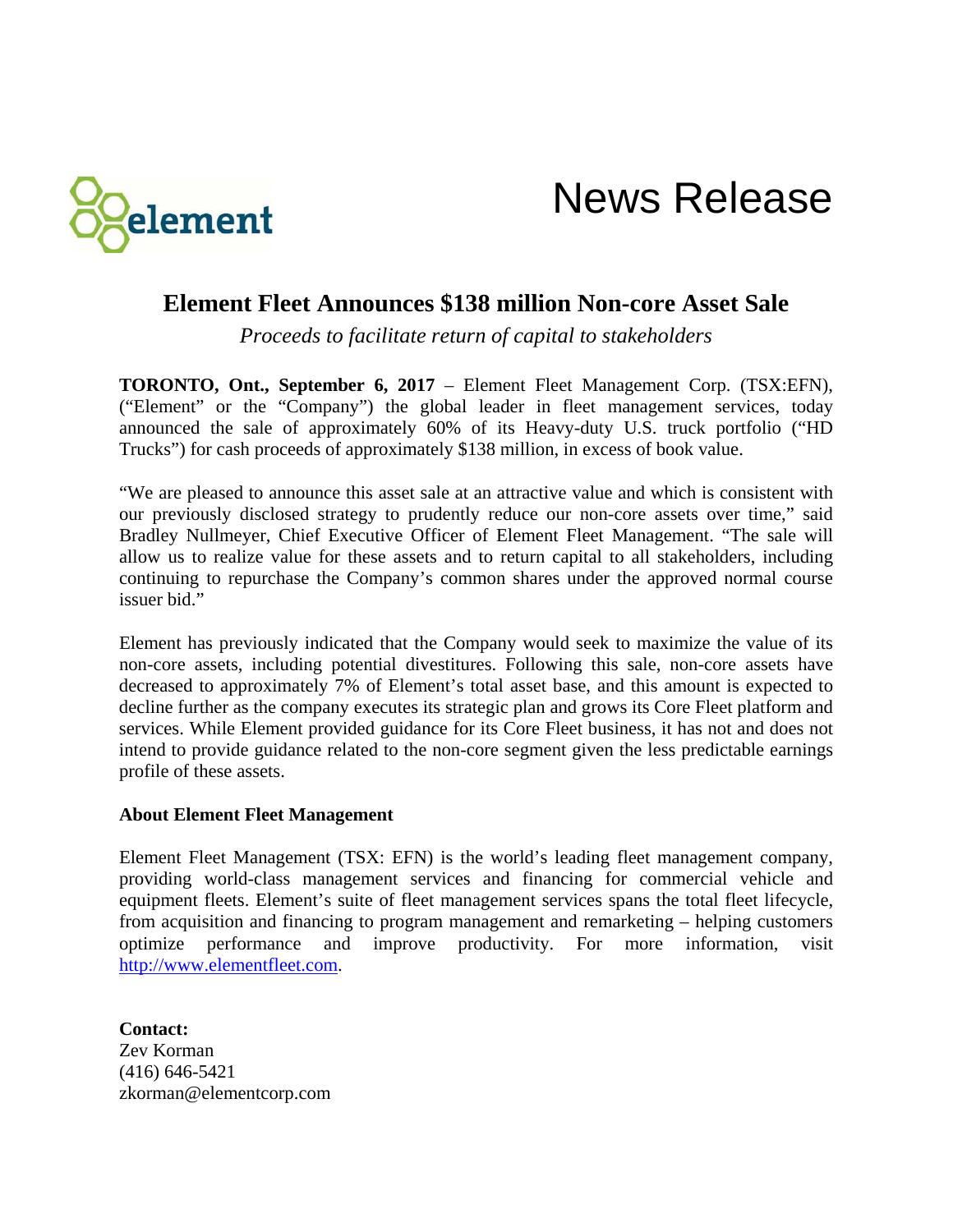element

News Release

# Element Fleet Announces $138 million Non-core Asset Sale

*Proceeds to facilitate return of capital to stakeholders*

**TORONTO, Ont., September 6, 2017** – Element Fleet Management Corp. (TSX:EFN), ("Element" or the "Company") the global leader in fleet management services, today announced the sale of approximately 60% of its Heavy-duty U.S. truck portfolio ("HD Trucks") for cash proceeds of approximately $138 million, in excess of book value.

"We are pleased to announce this asset sale at an attractive value and which is consistent with our previously disclosed strategy to prudently reduce our non-core assets over time," said Bradley Nullmeyer, Chief Executive Officer of Element Fleet Management. "The sale will allow us to realize value for these assets and to return capital to all stakeholders, including continuing to repurchase the Company's common shares under the approved normal course issuer bid."

Element has previously indicated that the Company would seek to maximize the value of its non-core assets, including potential divestitures. Following this sale, non-core assets have decreased to approximately 7% of Element's total asset base, and this amount is expected to decline further as the company executes its strategic plan and grows its Core Fleet platform and services. While Element provided guidance for its Core Fleet business, it has not and does not intend to provide guidance related to the non-core segment given the less predictable earnings profile of these assets.

**About Element Fleet Management**

Element Fleet Management (TSX: EFN) is the world's leading fleet management company, providing world-class management services and financing for commercial vehicle and equipment fleets. Element's suite of fleet management services spans the total fleet lifecycle, from acquisition and financing to program management and remarketing – helping customers optimize performance and improve productivity. For more information, visit http://www.elementfleet.com.

**Contact:**
Zev Korman
(416) 646-5421
zkorman@elementcorp.com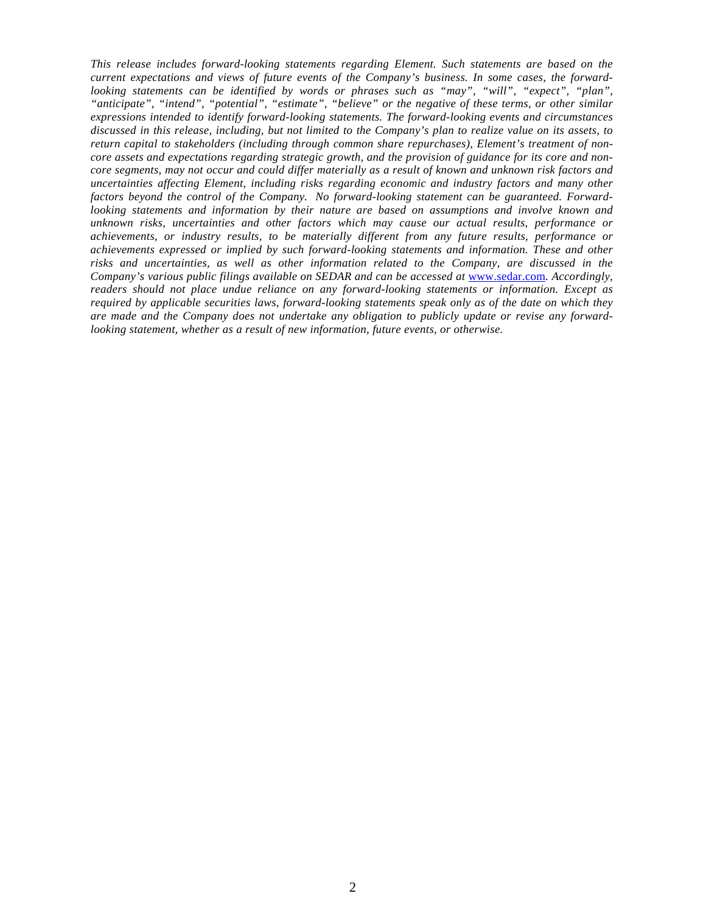*This release includes forward-looking statements regarding Element. Such statements are based on the current expectations and views of future events of the Company's business. In some cases, the forward-looking statements can be identified by words or phrases such as "may", "will", "expect", "plan", "anticipate", "intend", "potential", "estimate", "believe" or the negative of these terms, or other similar expressions intended to identify forward-looking statements. The forward-looking events and circumstances discussed in this release, including, but not limited to the Company's plan to realize value on its assets, to return capital to stakeholders (including through common share repurchases), Element's treatment of non-core assets and expectations regarding strategic growth, and the provision of guidance for its core and non-core segments, may not occur and could differ materially as a result of known and unknown risk factors and uncertainties affecting Element, including risks regarding economic and industry factors and many other factors beyond the control of the Company. No forward-looking statement can be guaranteed. Forward-looking statements and information by their nature are based on assumptions and involve known and unknown risks, uncertainties and other factors which may cause our actual results, performance or achievements, or industry results, to be materially different from any future results, performance or achievements expressed or implied by such forward-looking statements and information. These and other risks and uncertainties, as well as other information related to the Company, are discussed in the Company's various public filings available on SEDAR and can be accessed at* [www.sedar.com](http://www.sedar.com)*. Accordingly, readers should not place undue reliance on any forward-looking statements or information. Except as required by applicable securities laws, forward-looking statements speak only as of the date on which they are made and the Company does not undertake any obligation to publicly update or revise any forward-looking statement, whether as a result of new information, future events, or otherwise.*